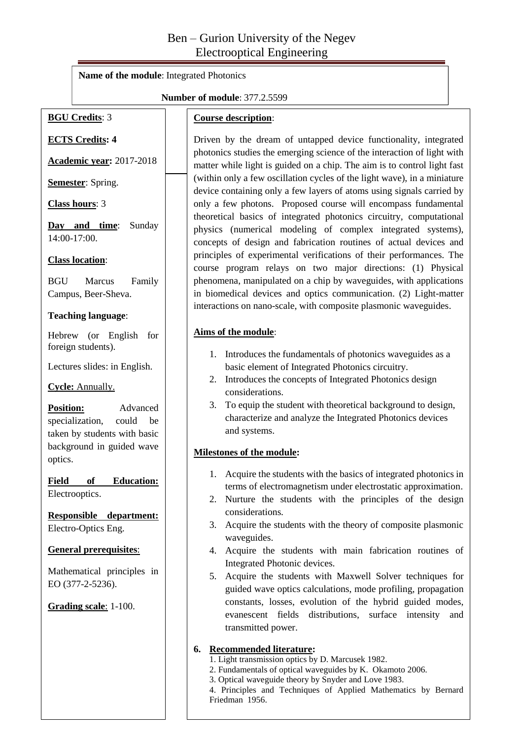# Ben – Gurion University of the Negev
## Electrooptical Engineering

**Name of the module**: Integrated Photonics

**Number of module**: 377.2.5599

**BGU Credits**: 3

**ECTS Credits: 4**

**Academic year:** 2017-2018

**Semester**: Spring.

**Class hours**: 3

**Day and time**: Sunday 14:00-17:00.

**Class location**:

BGU Marcus Family Campus, Beer-Sheva.

**Teaching language**:

Hebrew (or English for foreign students).

Lectures slides: in English.

**Cycle:** Annually.

**Position:** Advanced specialization, could be taken by students with basic background in guided wave optics.

**Field of Education:** Electrooptics.

**Responsible department:** Electro-Optics Eng.

**General prerequisites**:

Mathematical principles in EO (377-2-5236).

**Grading scale**: 1-100.

**Course description**:

Driven by the dream of untapped device functionality, integrated photonics studies the emerging science of the interaction of light with matter while light is guided on a chip. The aim is to control light fast (within only a few oscillation cycles of the light wave), in a miniature device containing only a few layers of atoms using signals carried by only a few photons. Proposed course will encompass fundamental theoretical basics of integrated photonics circuitry, computational physics (numerical modeling of complex integrated systems), concepts of design and fabrication routines of actual devices and principles of experimental verifications of their performances. The course program relays on two major directions: (1) Physical phenomena, manipulated on a chip by waveguides, with applications in biomedical devices and optics communication. (2) Light-matter interactions on nano-scale, with composite plasmonic waveguides.

**Aims of the module**:

1. Introduces the fundamentals of photonics waveguides as a basic element of Integrated Photonics circuitry.
2. Introduces the concepts of Integrated Photonics design considerations.
3. To equip the student with theoretical background to design, characterize and analyze the Integrated Photonics devices and systems.

**Milestones of the module:**

1. Acquire the students with the basics of integrated photonics in terms of electromagnetism under electrostatic approximation.
2. Nurture the students with the principles of the design considerations.
3. Acquire the students with the theory of composite plasmonic waveguides.
4. Acquire the students with main fabrication routines of Integrated Photonic devices.
5. Acquire the students with Maxwell Solver techniques for guided wave optics calculations, mode profiling, propagation constants, losses, evolution of the hybrid guided modes, evanescent fields distributions, surface intensity and transmitted power.

**6. Recommended literature:**

1. Light transmission optics by D. Marcusek 1982.
2. Fundamentals of optical waveguides by K. Okamoto 2006.
3. Optical waveguide theory by Snyder and Love 1983.
4. Principles and Techniques of Applied Mathematics by Bernard Friedman 1956.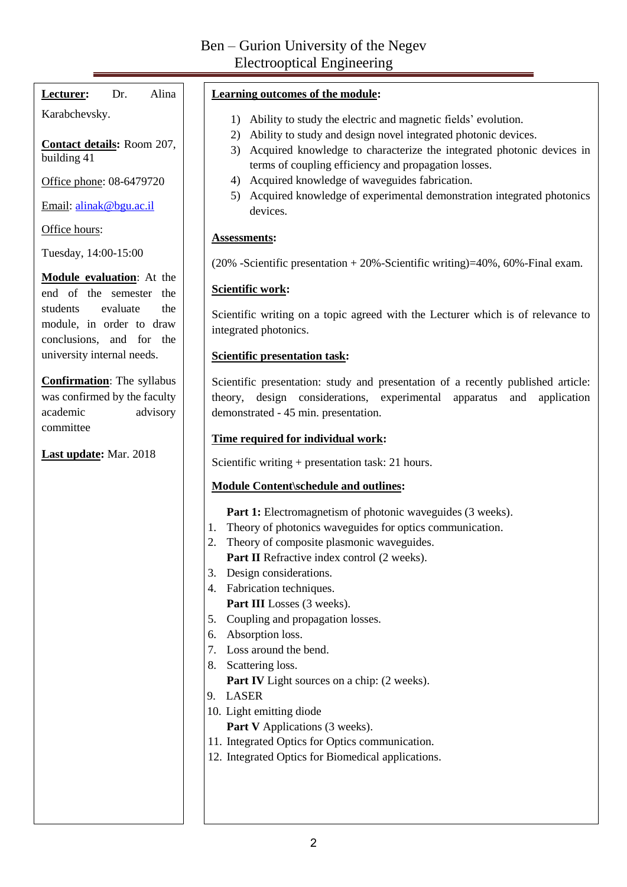Ben – Gurion University of the Negev
Electrooptical Engineering

**Lecturer:** Dr. Alina Karabchevsky.

**Contact details:** Room 207, building 41

Office phone: 08-6479720

Email: alinak@bgu.ac.il

Office hours:

Tuesday, 14:00-15:00

**Module evaluation**: At the end of the semester the students evaluate the module, in order to draw conclusions, and for the university internal needs.

**Confirmation**: The syllabus was confirmed by the faculty academic advisory committee

**Last update:** Mar. 2018

**Learning outcomes of the module:**

1) Ability to study the electric and magnetic fields' evolution.
2) Ability to study and design novel integrated photonic devices.
3) Acquired knowledge to characterize the integrated photonic devices in terms of coupling efficiency and propagation losses.
4) Acquired knowledge of waveguides fabrication.
5) Acquired knowledge of experimental demonstration integrated photonics devices.

**Assessments:**

(20% -Scientific presentation + 20%-Scientific writing)=40%, 60%-Final exam.

**Scientific work:**

Scientific writing on a topic agreed with the Lecturer which is of relevance to integrated photonics.

**Scientific presentation task:**

Scientific presentation: study and presentation of a recently published article: theory, design considerations, experimental apparatus and application demonstrated - 45 min. presentation.

**Time required for individual work:**

Scientific writing + presentation task: 21 hours.

**Module Content\schedule and outlines:**

**Part 1:** Electromagnetism of photonic waveguides (3 weeks).

1. Theory of photonics waveguides for optics communication.
2. Theory of composite plasmonic waveguides.

**Part II** Refractive index control (2 weeks).

3. Design considerations.
4. Fabrication techniques.

**Part III** Losses (3 weeks).

5. Coupling and propagation losses.
6. Absorption loss.
7. Loss around the bend.
8. Scattering loss.

**Part IV** Light sources on a chip: (2 weeks).

9. LASER
10. Light emitting diode

**Part V** Applications (3 weeks).

11. Integrated Optics for Optics communication.
12. Integrated Optics for Biomedical applications.